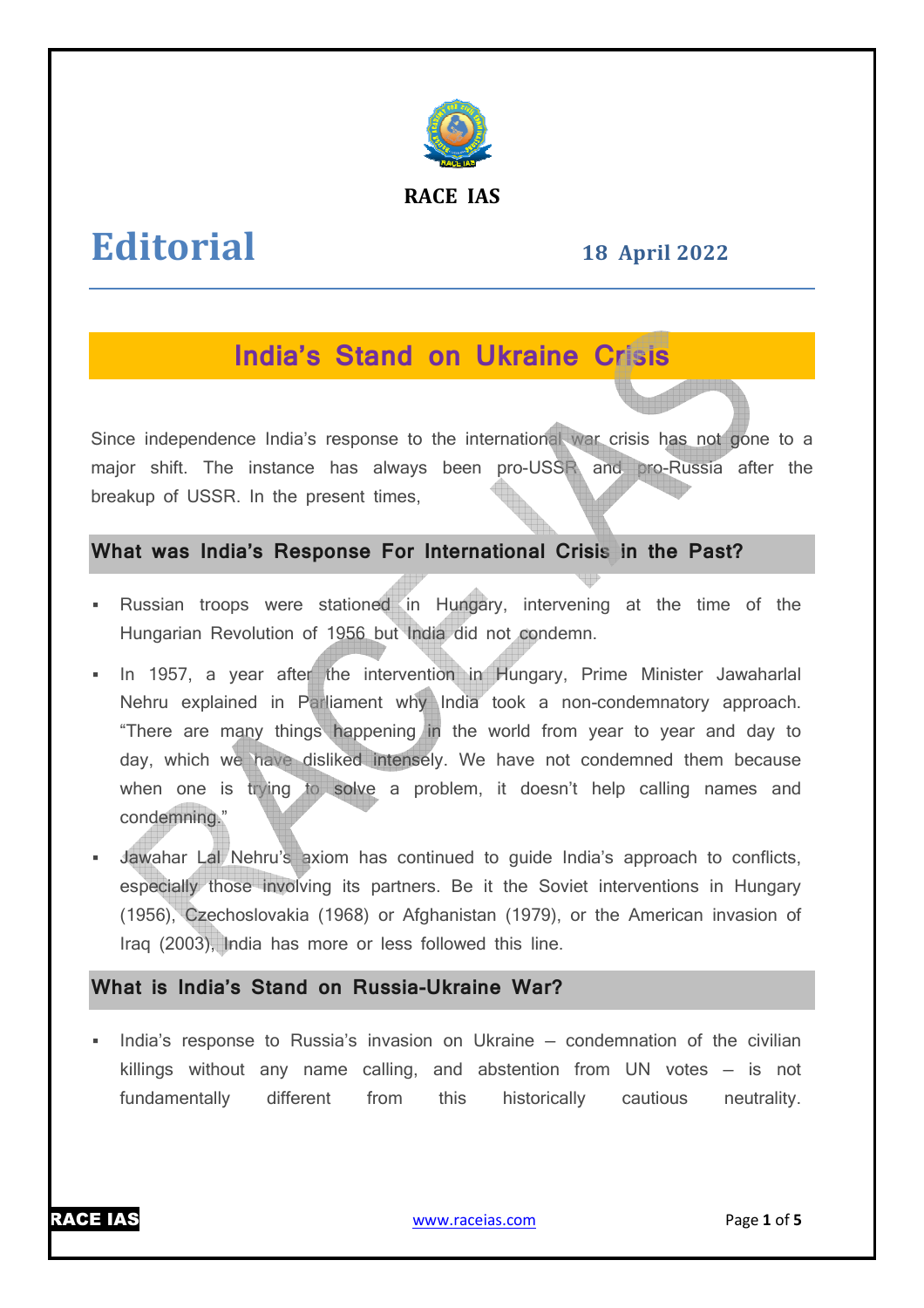RACE IAS

# Editorial

18 April 2022

## India's Stand on Ukraine Crisis

Since independence India's response to the international war crisis has not gone to a major shift. The instance has always been pro-USSR and pro-Russia after the breakup of USSR. In the present times,

### What was India's Response For International Crisis in the Past?

- Russian troops were stationed in Hungary, intervening at the time of the Hungarian Revolution of 1956 but India did not condemn.
- In 1957, a year after the intervention in Hungary, Prime Minister Jawaharlal Nehru explained in Parliament why India took a non-condemnatory approach. "There are many things happening in the world from year to year and day to day, which we have disliked intensely. We have not condemned them because when one is trying to solve a problem, it doesn't help calling names and condemning."
- Jawahar Lal Nehru's axiom has continued to guide India's approach to conflicts, especially those involving its partners. Be it the Soviet interventions in Hungary (1956), Czechoslovakia (1968) or Afghanistan (1979), or the American invasion of Iraq (2003), India has more or less followed this line.

### What is India's Stand on Russia-Ukraine War?

- India's response to Russia's invasion on Ukraine – condemnation of the civilian killings without any name calling, and abstention from UN votes – is not fundamentally different from this historically cautious neutrality.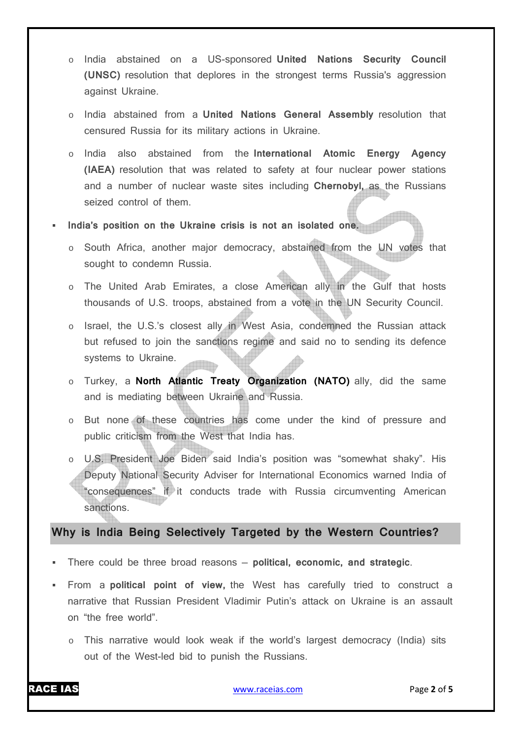- India abstained on a US-sponsored **United Nations Security Council (UNSC)** resolution that deplores in the strongest terms Russia's aggression against Ukraine.
  - India abstained from a **United Nations General Assembly** resolution that censured Russia for its military actions in Ukraine.
  - India also abstained from the **International Atomic Energy Agency (IAEA)** resolution that was related to safety at four nuclear power stations and a number of nuclear waste sites including **Chernobyl,** as the Russians seized control of them.

- **India's position on the Ukraine crisis is not an isolated one.**
  - South Africa, another major democracy, abstained from the UN votes that sought to condemn Russia.
  - The United Arab Emirates, a close American ally in the Gulf that hosts thousands of U.S. troops, abstained from a vote in the UN Security Council.
  - Israel, the U.S.'s closest ally in West Asia, condemned the Russian attack but refused to join the sanctions regime and said no to sending its defence systems to Ukraine.
  - Turkey, a **North Atlantic Treaty Organization (NATO)** ally, did the same and is mediating between Ukraine and Russia.
  - But none of these countries has come under the kind of pressure and public criticism from the West that India has.
  - U.S. President Joe Biden said India's position was "somewhat shaky". His Deputy National Security Adviser for International Economics warned India of "consequences" if it conducts trade with Russia circumventing American sanctions.

## Why is India Being Selectively Targeted by the Western Countries?

- There could be three broad reasons – **political, economic, and strategic**.
- From a **political point of view,** the West has carefully tried to construct a narrative that Russian President Vladimir Putin's attack on Ukraine is an assault on "the free world".
  - This narrative would look weak if the world's largest democracy (India) sits out of the West-led bid to punish the Russians.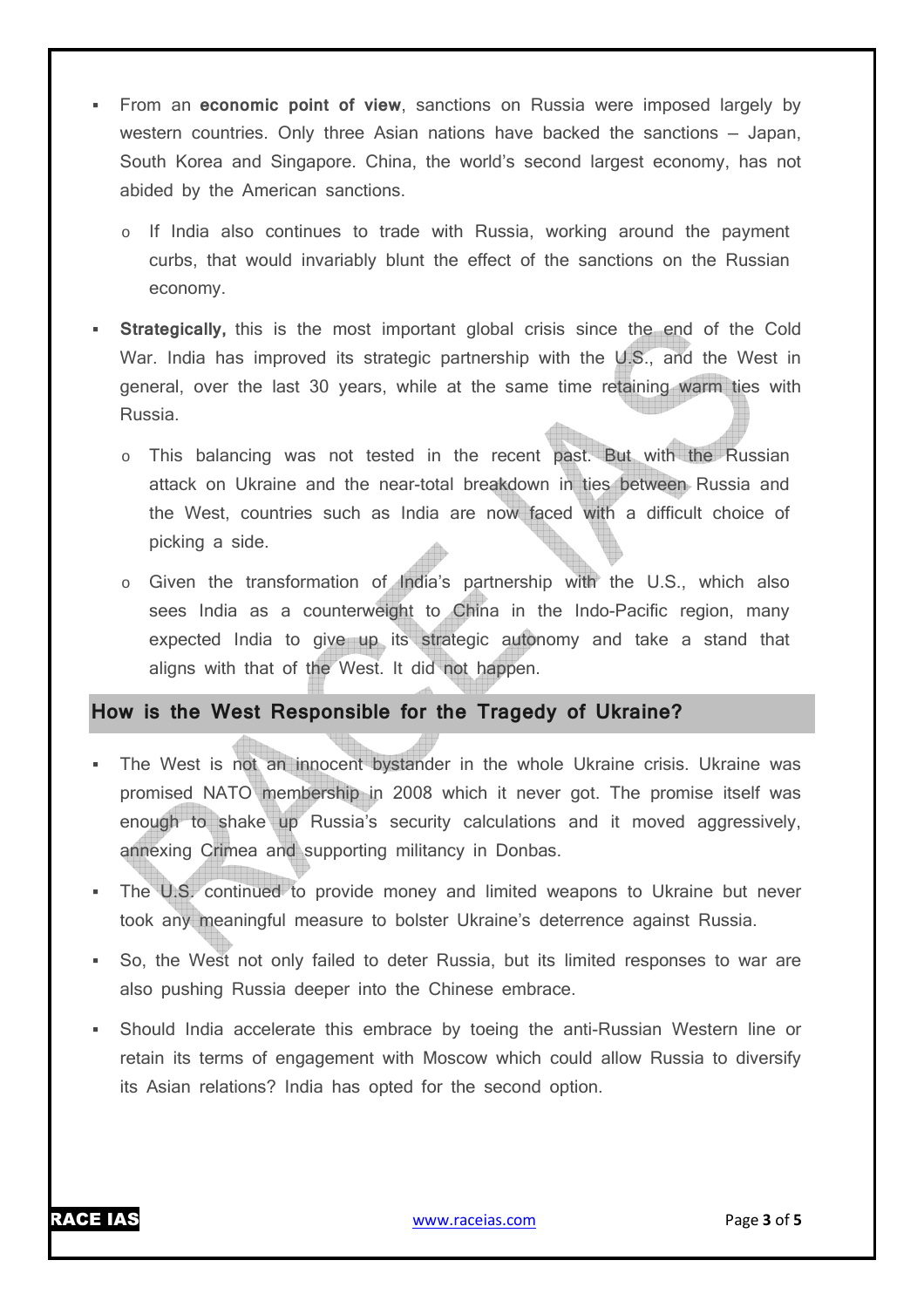- From an **economic point of view**, sanctions on Russia were imposed largely by western countries. Only three Asian nations have backed the sanctions – Japan, South Korea and Singapore. China, the world's second largest economy, has not abided by the American sanctions.
  - If India also continues to trade with Russia, working around the payment curbs, that would invariably blunt the effect of the sanctions on the Russian economy.
- **Strategically,** this is the most important global crisis since the end of the Cold War. India has improved its strategic partnership with the U.S., and the West in general, over the last 30 years, while at the same time retaining warm ties with Russia.
  - This balancing was not tested in the recent past. But with the Russian attack on Ukraine and the near-total breakdown in ties between Russia and the West, countries such as India are now faced with a difficult choice of picking a side.
  - Given the transformation of India's partnership with the U.S., which also sees India as a counterweight to China in the Indo-Pacific region, many expected India to give up its strategic autonomy and take a stand that aligns with that of the West. It did not happen.

## How is the West Responsible for the Tragedy of Ukraine?

- The West is not an innocent bystander in the whole Ukraine crisis. Ukraine was promised NATO membership in 2008 which it never got. The promise itself was enough to shake up Russia's security calculations and it moved aggressively, annexing Crimea and supporting militancy in Donbas.
- The U.S. continued to provide money and limited weapons to Ukraine but never took any meaningful measure to bolster Ukraine's deterrence against Russia.
- So, the West not only failed to deter Russia, but its limited responses to war are also pushing Russia deeper into the Chinese embrace.
- Should India accelerate this embrace by toeing the anti-Russian Western line or retain its terms of engagement with Moscow which could allow Russia to diversify its Asian relations? India has opted for the second option.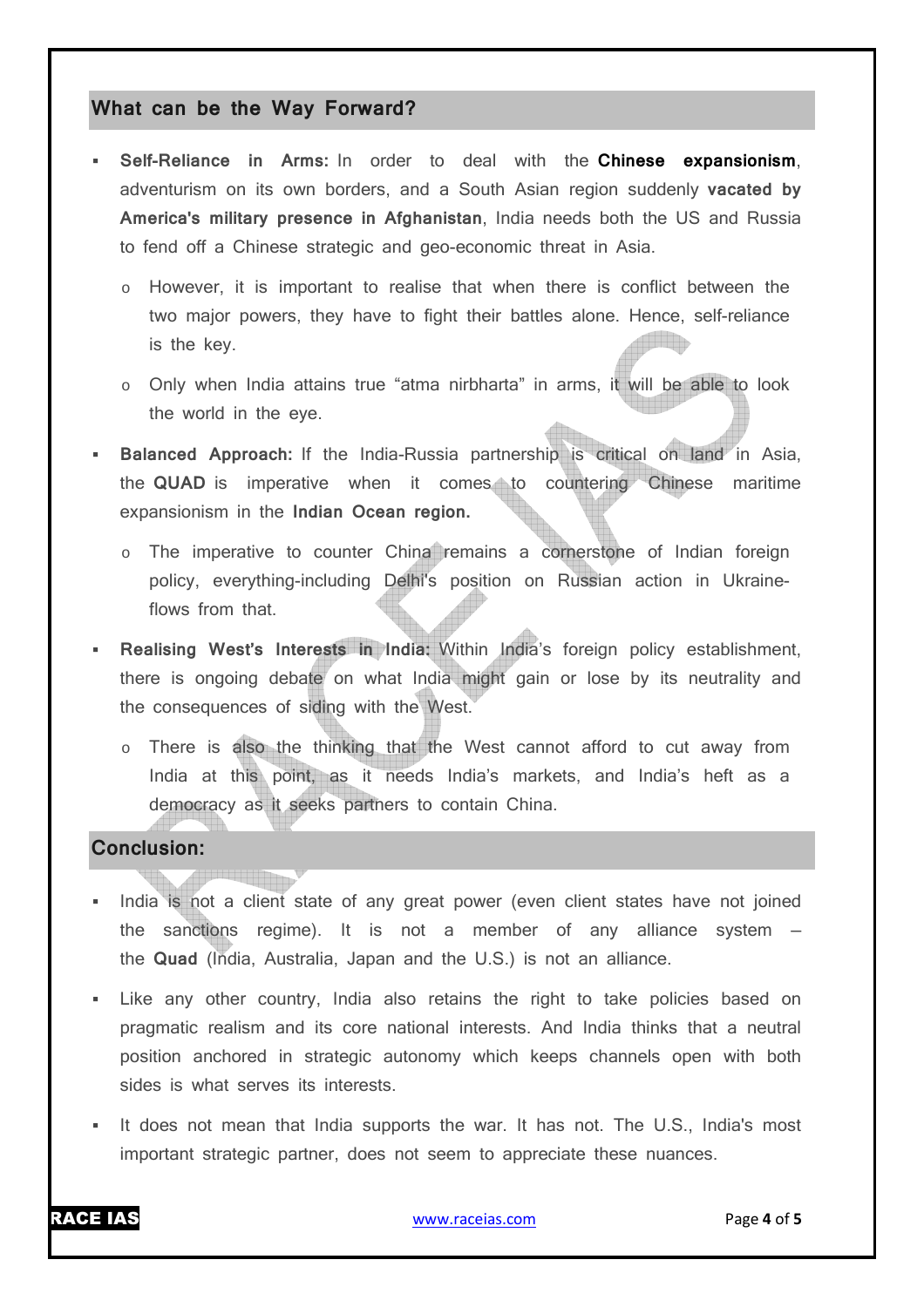## What can be the Way Forward?

- **Self-Reliance in Arms:** In order to deal with the **Chinese expansionism**, adventurism on its own borders, and a South Asian region suddenly **vacated by America's military presence in Afghanistan**, India needs both the US and Russia to fend off a Chinese strategic and geo-economic threat in Asia.
  - However, it is important to realise that when there is conflict between the two major powers, they have to fight their battles alone. Hence, self-reliance is the key.
  - Only when India attains true "atma nirbharta" in arms, it will be able to look the world in the eye.
- **Balanced Approach:** If the India-Russia partnership is critical on land in Asia, the **QUAD** is imperative when it comes to countering Chinese maritime expansionism in the **Indian Ocean region.**
  - The imperative to counter China remains a cornerstone of Indian foreign policy, everything-including Delhi's position on Russian action in Ukraine-flows from that.
- **Realising West's Interests in India:** Within India's foreign policy establishment, there is ongoing debate on what India might gain or lose by its neutrality and the consequences of siding with the West.
  - There is also the thinking that the West cannot afford to cut away from India at this point, as it needs India's markets, and India's heft as a democracy as it seeks partners to contain China.

## Conclusion:

- India is not a client state of any great power (even client states have not joined the sanctions regime). It is not a member of any alliance system – the **Quad** (India, Australia, Japan and the U.S.) is not an alliance.
- Like any other country, India also retains the right to take policies based on pragmatic realism and its core national interests. And India thinks that a neutral position anchored in strategic autonomy which keeps channels open with both sides is what serves its interests.
- It does not mean that India supports the war. It has not. The U.S., India's most important strategic partner, does not seem to appreciate these nuances.